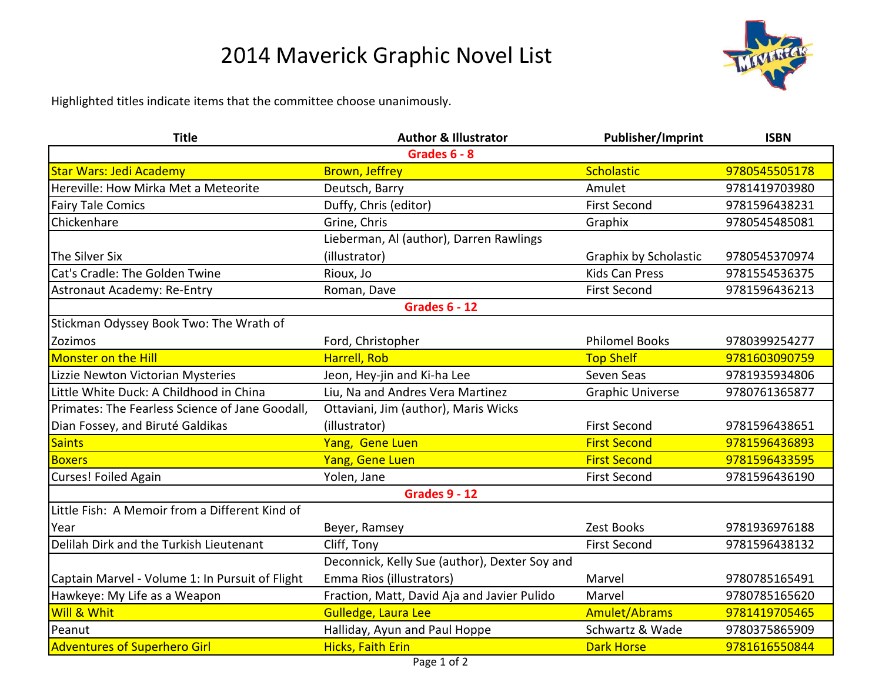# 2014 Maverick Graphic Novel List

Highlighted titles indicate items that the committee choose unanimously.

| Title | Author & Illustrator | Publisher/Imprint | ISBN |
|---|---|---|---|
| **Grades 6 - 8** | | | |
| Star Wars: Jedi Academy | Brown, Jeffrey | Scholastic | 9780545505178 |
| Hereville: How Mirka Met a Meteorite | Deutsch, Barry | Amulet | 9781419703980 |
| Fairy Tale Comics | Duffy, Chris (editor) | First Second | 9781596438231 |
| Chickenhare | Grine, Chris | Graphix | 9780545485081 |
| The Silver Six | Lieberman, Al (author), Darren Rawlings (illustrator) | Graphix by Scholastic | 9780545370974 |
| Cat's Cradle: The Golden Twine | Rioux, Jo | Kids Can Press | 9781554536375 |
| Astronaut Academy: Re-Entry | Roman, Dave | First Second | 9781596436213 |
| **Grades 6 - 12** | | | |
| Stickman Odyssey Book Two: The Wrath of Zozimos | Ford, Christopher | Philomel Books | 9780399254277 |
| Monster on the Hill | Harrell, Rob | Top Shelf | 9781603090759 |
| Lizzie Newton Victorian Mysteries | Jeon, Hey-jin and Ki-ha Lee | Seven Seas | 9781935934806 |
| Little White Duck: A Childhood in China | Liu, Na and Andres Vera Martinez | Graphic Universe | 9780761365877 |
| Primates: The Fearless Science of Jane Goodall, Dian Fossey, and Biruté Galdikas | Ottaviani, Jim (author), Maris Wicks (illustrator) | First Second | 9781596438651 |
| Saints | Yang, Gene Luen | First Second | 9781596436893 |
| Boxers | Yang, Gene Luen | First Second | 9781596433595 |
| Curses! Foiled Again | Yolen, Jane | First Second | 9781596436190 |
| **Grades 9 - 12** | | | |
| Little Fish: A Memoir from a Different Kind of Year | Beyer, Ramsey | Zest Books | 9781936976188 |
| Delilah Dirk and the Turkish Lieutenant | Cliff, Tony | First Second | 9781596438132 |
| Captain Marvel - Volume 1: In Pursuit of Flight | Deconnick, Kelly Sue (author), Dexter Soy and Emma Rios (illustrators) | Marvel | 9780785165491 |
| Hawkeye: My Life as a Weapon | Fraction, Matt, David Aja and Javier Pulido | Marvel | 9780785165620 |
| Will & Whit | Gulledge, Laura Lee | Amulet/Abrams | 9781419705465 |
| Peanut | Halliday, Ayun and Paul Hoppe | Schwartz & Wade | 9780375865909 |
| Adventures of Superhero Girl | Hicks, Faith Erin | Dark Horse | 9781616550844 |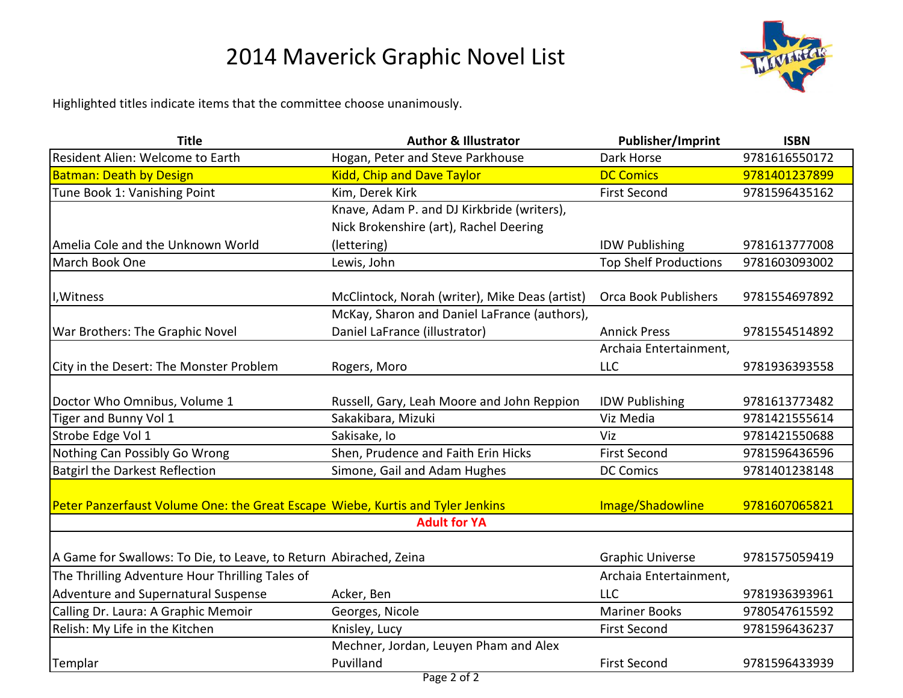# 2014 Maverick Graphic Novel List

Highlighted titles indicate items that the committee choose unanimously.

| Title | Author & Illustrator | Publisher/Imprint | ISBN |
|---|---|---|---|
| Resident Alien: Welcome to Earth | Hogan, Peter and Steve Parkhouse | Dark Horse | 9781616550172 |
| Batman: Death by Design | Kidd, Chip and Dave Taylor | DC Comics | 9781401237899 |
| Tune Book 1: Vanishing Point | Kim, Derek Kirk | First Second | 9781596435162 |
| Amelia Cole and the Unknown World | Knave, Adam P. and DJ Kirkbride (writers), Nick Brokenshire (art), Rachel Deering (lettering) | IDW Publishing | 9781613777008 |
| March Book One | Lewis, John | Top Shelf Productions | 9781603093002 |
| I,Witness | McClintock, Norah (writer), Mike Deas (artist) | Orca Book Publishers | 9781554697892 |
| War Brothers: The Graphic Novel | McKay, Sharon and Daniel LaFrance (authors), Daniel LaFrance (illustrator) | Annick Press | 9781554514892 |
| City in the Desert: The Monster Problem | Rogers, Moro | Archaia Entertainment, LLC | 9781936393558 |
| Doctor Who Omnibus, Volume 1 | Russell, Gary, Leah Moore and John Reppion | IDW Publishing | 9781613773482 |
| Tiger and Bunny Vol 1 | Sakakibara, Mizuki | Viz Media | 9781421555614 |
| Strobe Edge Vol 1 | Sakisake, Io | Viz | 9781421550688 |
| Nothing Can Possibly Go Wrong | Shen, Prudence and Faith Erin Hicks | First Second | 9781596436596 |
| Batgirl the Darkest Reflection | Simone, Gail and Adam Hughes | DC Comics | 9781401238148 |
| Peter Panzerfaust Volume One: the Great Escape | Wiebe, Kurtis and Tyler Jenkins | Image/Shadowline | 9781607065821 |
| **Adult for YA** | | | |
| A Game for Swallows: To Die, to Leave, to Return | Abirached, Zeina | Graphic Universe | 9781575059419 |
| The Thrilling Adventure Hour Thrilling Tales of Adventure and Supernatural Suspense | Acker, Ben | Archaia Entertainment, LLC | 9781936393961 |
| Calling Dr. Laura: A Graphic Memoir | Georges, Nicole | Mariner Books | 9780547615592 |
| Relish: My Life in the Kitchen | Knisley, Lucy | First Second | 9781596436237 |
| Templar | Mechner, Jordan, Leuyen Pham and Alex Puvilland | First Second | 9781596433939 |